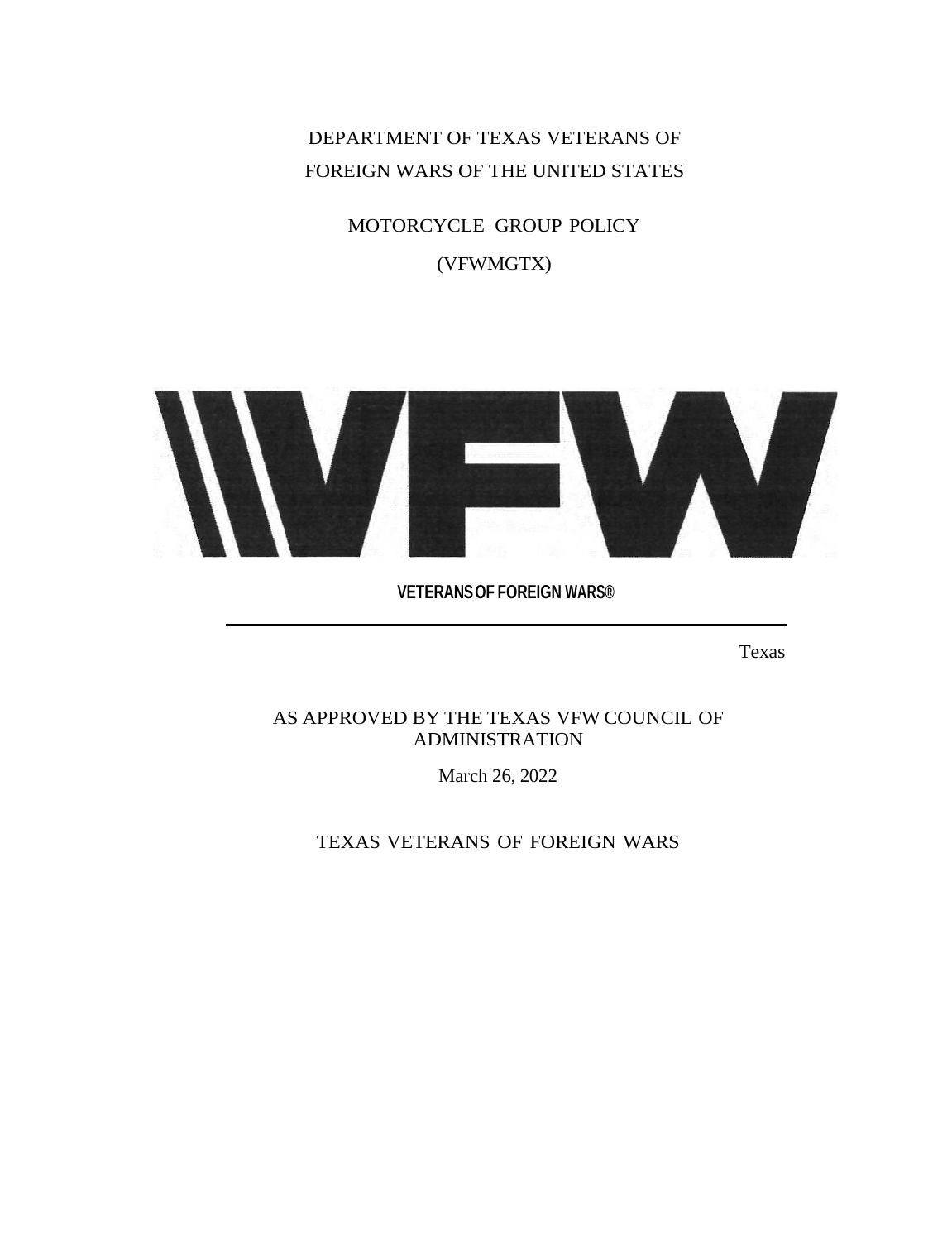# DEPARTMENT OF TEXAS VETERANS OF FOREIGN WARS OF THE UNITED STATES

## MOTORCYCLE GROUP POLICY

## (VFWMGTX)

**VETERANS OF FOREIGN WARS®**

---

Texas

AS APPROVED BY THE TEXAS VFW COUNCIL OF ADMINISTRATION

March 26, 2022

TEXAS VETERANS OF FOREIGN WARS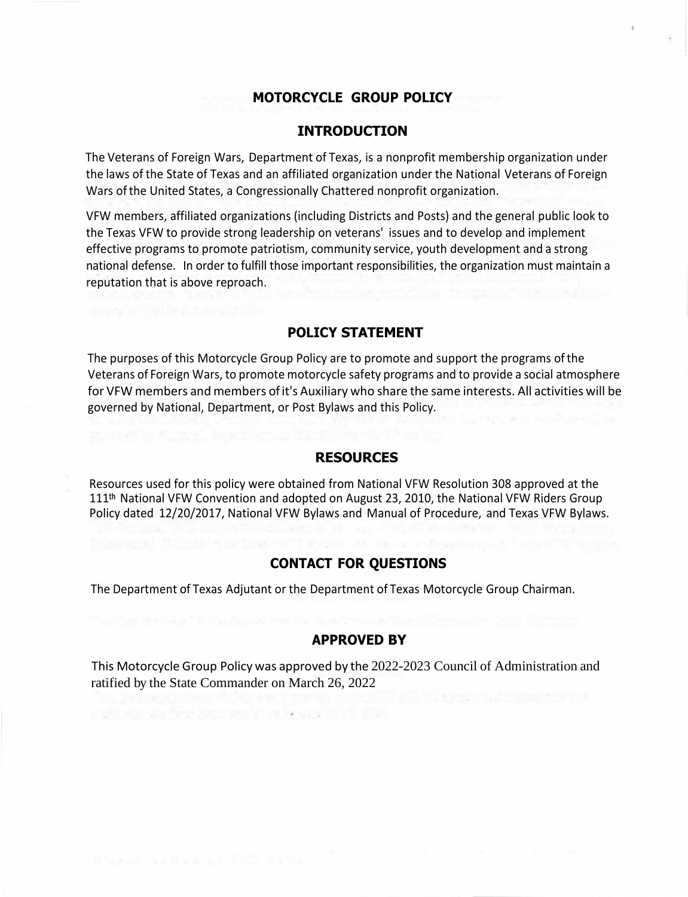# MOTORCYCLE GROUP POLICY

## INTRODUCTION

The Veterans of Foreign Wars, Department of Texas, is a nonprofit membership organization under the laws of the State of Texas and an affiliated organization under the National Veterans of Foreign Wars of the United States, a Congressionally Chattered nonprofit organization.

VFW members, affiliated organizations (including Districts and Posts) and the general public look to the Texas VFW to provide strong leadership on veterans' issues and to develop and implement effective programs to promote patriotism, community service, youth development and a strong national defense. In order to fulfill those important responsibilities, the organization must maintain a reputation that is above reproach.

## POLICY STATEMENT

The purposes of this Motorcycle Group Policy are to promote and support the programs of the Veterans of Foreign Wars, to promote motorcycle safety programs and to provide a social atmosphere for VFW members and members of it's Auxiliary who share the same interests. All activities will be governed by National, Department, or Post Bylaws and this Policy.

## RESOURCES

Resources used for this policy were obtained from National VFW Resolution 308 approved at the 111th National VFW Convention and adopted on August 23, 2010, the National VFW Riders Group Policy dated 12/20/2017, National VFW Bylaws and Manual of Procedure, and Texas VFW Bylaws.

## CONTACT FOR QUESTIONS

The Department of Texas Adjutant or the Department of Texas Motorcycle Group Chairman.

## APPROVED BY

This Motorcycle Group Policy was approved by the 2022-2023 Council of Administration and ratified by the State Commander on March 26, 2022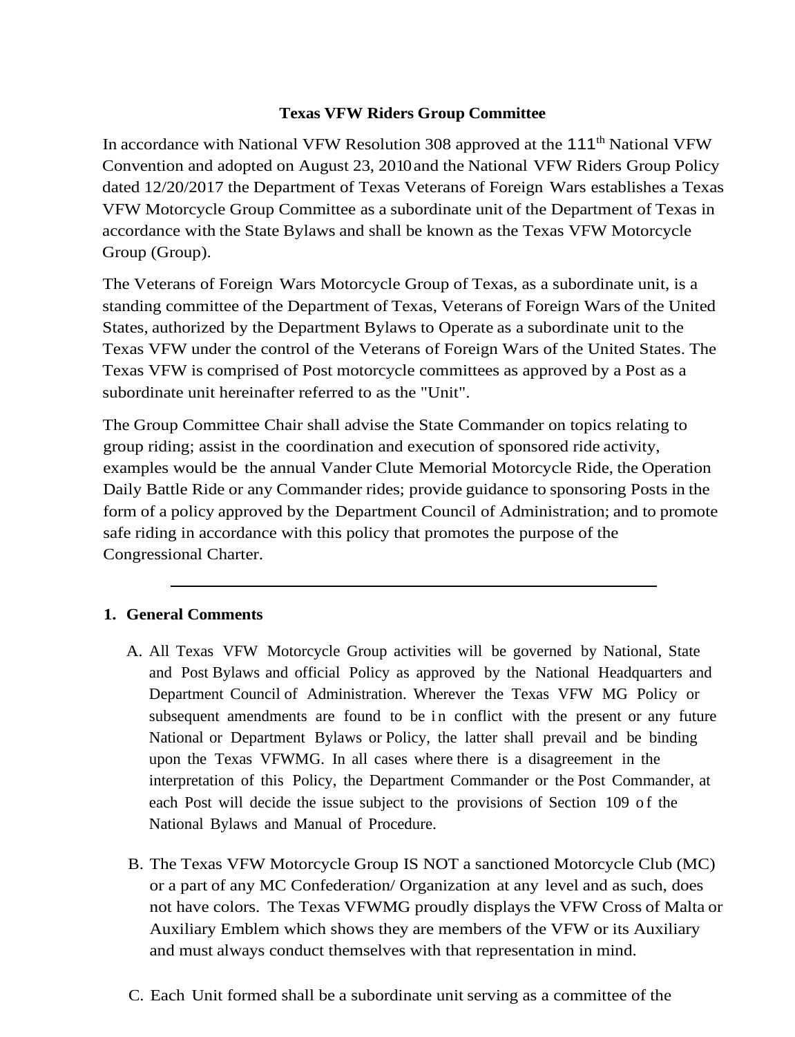**Texas VFW Riders Group Committee**

In accordance with National VFW Resolution 308 approved at the 111th National VFW Convention and adopted on August 23, 2010 and the National VFW Riders Group Policy dated 12/20/2017 the Department of Texas Veterans of Foreign Wars establishes a Texas VFW Motorcycle Group Committee as a subordinate unit of the Department of Texas in accordance with the State Bylaws and shall be known as the Texas VFW Motorcycle Group (Group).

The Veterans of Foreign Wars Motorcycle Group of Texas, as a subordinate unit, is a standing committee of the Department of Texas, Veterans of Foreign Wars of the United States, authorized by the Department Bylaws to Operate as a subordinate unit to the Texas VFW under the control of the Veterans of Foreign Wars of the United States. The Texas VFW is comprised of Post motorcycle committees as approved by a Post as a subordinate unit hereinafter referred to as the "Unit".

The Group Committee Chair shall advise the State Commander on topics relating to group riding; assist in the coordination and execution of sponsored ride activity, examples would be the annual Vander Clute Memorial Motorcycle Ride, the Operation Daily Battle Ride or any Commander rides; provide guidance to sponsoring Posts in the form of a policy approved by the Department Council of Administration; and to promote safe riding in accordance with this policy that promotes the purpose of the Congressional Charter.

---

**1. General Comments**

A. All Texas VFW Motorcycle Group activities will be governed by National, State and Post Bylaws and official Policy as approved by the National Headquarters and Department Council of Administration. Wherever the Texas VFW MG Policy or subsequent amendments are found to be in conflict with the present or any future National or Department Bylaws or Policy, the latter shall prevail and be binding upon the Texas VFWMG. In all cases where there is a disagreement in the interpretation of this Policy, the Department Commander or the Post Commander, at each Post will decide the issue subject to the provisions of Section 109 of the National Bylaws and Manual of Procedure.

B. The Texas VFW Motorcycle Group IS NOT a sanctioned Motorcycle Club (MC) or a part of any MC Confederation/ Organization at any level and as such, does not have colors. The Texas VFWMG proudly displays the VFW Cross of Malta or Auxiliary Emblem which shows they are members of the VFW or its Auxiliary and must always conduct themselves with that representation in mind.

C. Each Unit formed shall be a subordinate unit serving as a committee of the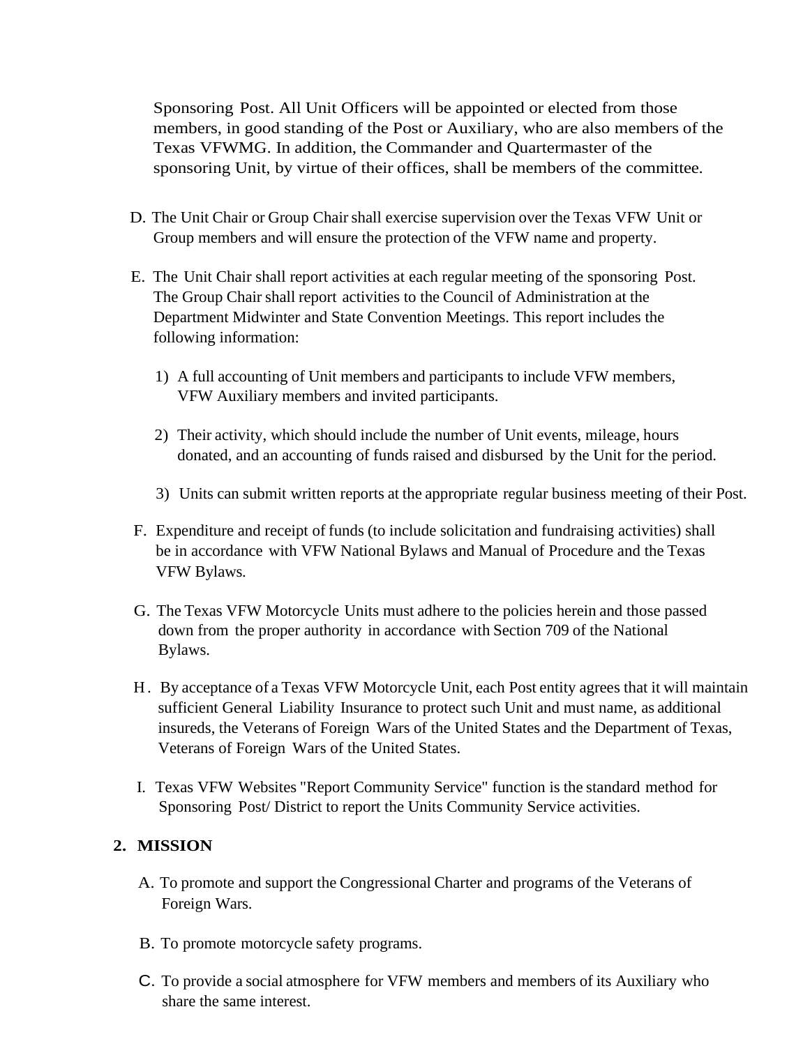Sponsoring Post. All Unit Officers will be appointed or elected from those members, in good standing of the Post or Auxiliary, who are also members of the Texas VFWMG. In addition, the Commander and Quartermaster of the sponsoring Unit, by virtue of their offices, shall be members of the committee.

D. The Unit Chair or Group Chair shall exercise supervision over the Texas VFW Unit or Group members and will ensure the protection of the VFW name and property.

E. The Unit Chair shall report activities at each regular meeting of the sponsoring Post. The Group Chair shall report activities to the Council of Administration at the Department Midwinter and State Convention Meetings. This report includes the following information:

1) A full accounting of Unit members and participants to include VFW members, VFW Auxiliary members and invited participants.

2) Their activity, which should include the number of Unit events, mileage, hours donated, and an accounting of funds raised and disbursed by the Unit for the period.

3) Units can submit written reports at the appropriate regular business meeting of their Post.

F. Expenditure and receipt of funds (to include solicitation and fundraising activities) shall be in accordance with VFW National Bylaws and Manual of Procedure and the Texas VFW Bylaws.

G. The Texas VFW Motorcycle Units must adhere to the policies herein and those passed down from the proper authority in accordance with Section 709 of the National Bylaws.

H. By acceptance of a Texas VFW Motorcycle Unit, each Post entity agrees that it will maintain sufficient General Liability Insurance to protect such Unit and must name, as additional insureds, the Veterans of Foreign Wars of the United States and the Department of Texas, Veterans of Foreign Wars of the United States.

I. Texas VFW Websites "Report Community Service" function is the standard method for Sponsoring Post/ District to report the Units Community Service activities.

## 2. MISSION

A. To promote and support the Congressional Charter and programs of the Veterans of Foreign Wars.

B. To promote motorcycle safety programs.

C. To provide a social atmosphere for VFW members and members of its Auxiliary who share the same interest.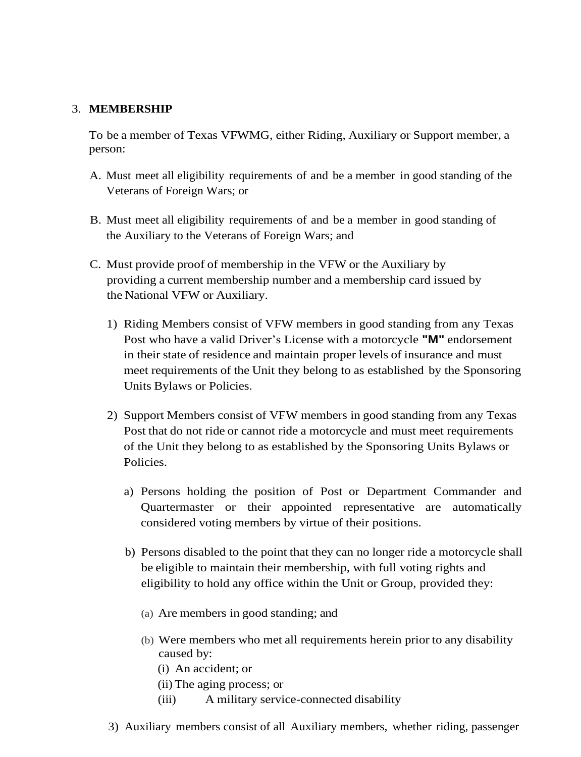3. **MEMBERSHIP**

To be a member of Texas VFWMG, either Riding, Auxiliary or Support member, a person:

A. Must meet all eligibility requirements of and be a member in good standing of the Veterans of Foreign Wars; or

B. Must meet all eligibility requirements of and be a member in good standing of the Auxiliary to the Veterans of Foreign Wars; and

C. Must provide proof of membership in the VFW or the Auxiliary by providing a current membership number and a membership card issued by the National VFW or Auxiliary.

   1) Riding Members consist of VFW members in good standing from any Texas Post who have a valid Driver's License with a motorcycle **"M"** endorsement in their state of residence and maintain proper levels of insurance and must meet requirements of the Unit they belong to as established by the Sponsoring Units Bylaws or Policies.

   2) Support Members consist of VFW members in good standing from any Texas Post that do not ride or cannot ride a motorcycle and must meet requirements of the Unit they belong to as established by the Sponsoring Units Bylaws or Policies.

      a) Persons holding the position of Post or Department Commander and Quartermaster or their appointed representative are automatically considered voting members by virtue of their positions.

      b) Persons disabled to the point that they can no longer ride a motorcycle shall be eligible to maintain their membership, with full voting rights and eligibility to hold any office within the Unit or Group, provided they:

         (a) Are members in good standing; and

         (b) Were members who met all requirements herein prior to any disability caused by:
            (i) An accident; or
            (ii) The aging process; or
            (iii) A military service-connected disability

   3) Auxiliary members consist of all Auxiliary members, whether riding, passenger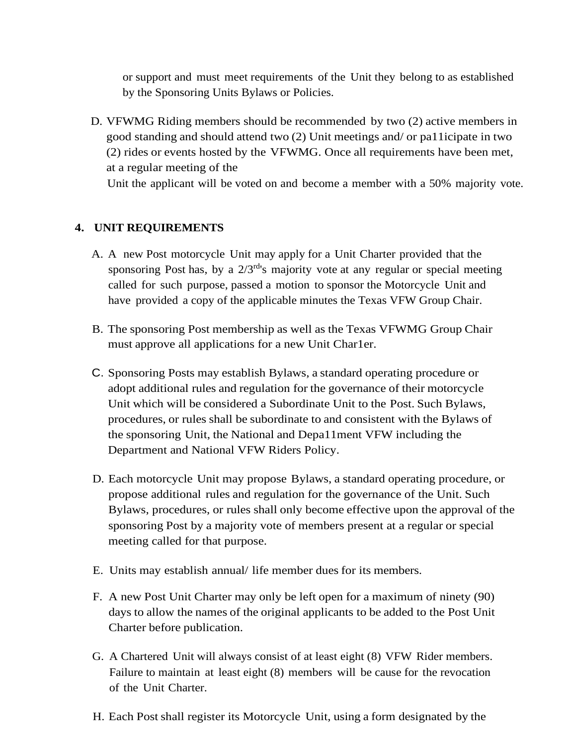or support and must meet requirements of the Unit they belong to as established by the Sponsoring Units Bylaws or Policies.

D. VFWMG Riding members should be recommended by two (2) active members in good standing and should attend two (2) Unit meetings and/ or pa11icipate in two (2) rides or events hosted by the VFWMG. Once all requirements have been met, at a regular meeting of the Unit the applicant will be voted on and become a member with a 50% majority vote.

## 4. UNIT REQUIREMENTS

A. A new Post motorcycle Unit may apply for a Unit Charter provided that the sponsoring Post has, by a 2/3rd's majority vote at any regular or special meeting called for such purpose, passed a motion to sponsor the Motorcycle Unit and have provided a copy of the applicable minutes the Texas VFW Group Chair.

B. The sponsoring Post membership as well as the Texas VFWMG Group Chair must approve all applications for a new Unit Char1er.

C. Sponsoring Posts may establish Bylaws, a standard operating procedure or adopt additional rules and regulation for the governance of their motorcycle Unit which will be considered a Subordinate Unit to the Post. Such Bylaws, procedures, or rules shall be subordinate to and consistent with the Bylaws of the sponsoring Unit, the National and Depa11ment VFW including the Department and National VFW Riders Policy.

D. Each motorcycle Unit may propose Bylaws, a standard operating procedure, or propose additional rules and regulation for the governance of the Unit. Such Bylaws, procedures, or rules shall only become effective upon the approval of the sponsoring Post by a majority vote of members present at a regular or special meeting called for that purpose.

E. Units may establish annual/ life member dues for its members.

F. A new Post Unit Charter may only be left open for a maximum of ninety (90) days to allow the names of the original applicants to be added to the Post Unit Charter before publication.

G. A Chartered Unit will always consist of at least eight (8) VFW Rider members. Failure to maintain at least eight (8) members will be cause for the revocation of the Unit Charter.

H. Each Post shall register its Motorcycle Unit, using a form designated by the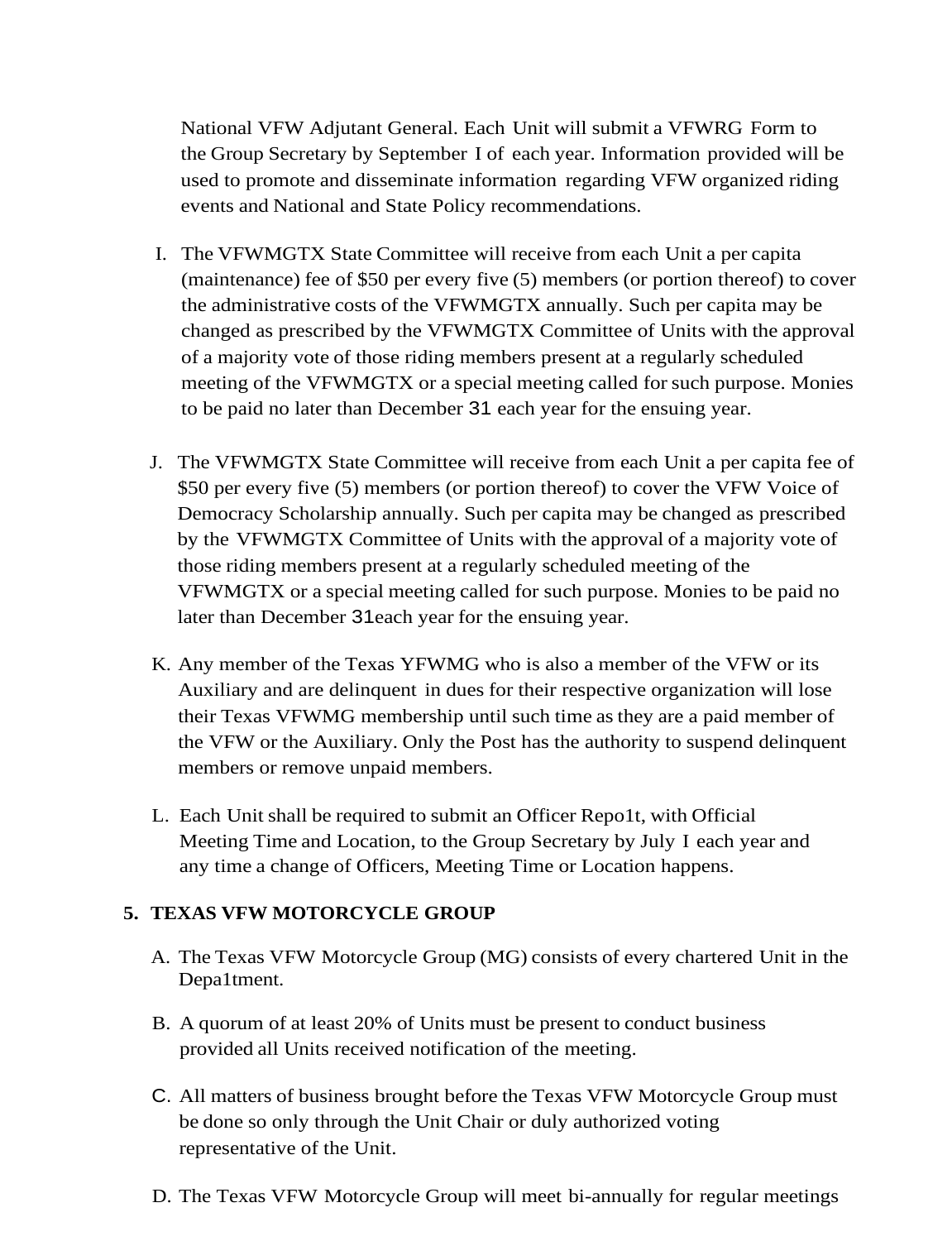National VFW Adjutant General. Each Unit will submit a VFWRG Form to the Group Secretary by September I of each year. Information provided will be used to promote and disseminate information regarding VFW organized riding events and National and State Policy recommendations.

I. The VFWMGTX State Committee will receive from each Unit a per capita (maintenance) fee of $50 per every five (5) members (or portion thereof) to cover the administrative costs of the VFWMGTX annually. Such per capita may be changed as prescribed by the VFWMGTX Committee of Units with the approval of a majority vote of those riding members present at a regularly scheduled meeting of the VFWMGTX or a special meeting called for such purpose. Monies to be paid no later than December 31 each year for the ensuing year.

J. The VFWMGTX State Committee will receive from each Unit a per capita fee of $50 per every five (5) members (or portion thereof) to cover the VFW Voice of Democracy Scholarship annually. Such per capita may be changed as prescribed by the VFWMGTX Committee of Units with the approval of a majority vote of those riding members present at a regularly scheduled meeting of the VFWMGTX or a special meeting called for such purpose. Monies to be paid no later than December 31each year for the ensuing year.

K. Any member of the Texas YFWMG who is also a member of the VFW or its Auxiliary and are delinquent in dues for their respective organization will lose their Texas VFWMG membership until such time as they are a paid member of the VFW or the Auxiliary. Only the Post has the authority to suspend delinquent members or remove unpaid members.

L. Each Unit shall be required to submit an Officer Repo1t, with Official Meeting Time and Location, to the Group Secretary by July I each year and any time a change of Officers, Meeting Time or Location happens.

**5. TEXAS VFW MOTORCYCLE GROUP**

A. The Texas VFW Motorcycle Group (MG) consists of every chartered Unit in the Depa1tment.

B. A quorum of at least 20% of Units must be present to conduct business provided all Units received notification of the meeting.

C. All matters of business brought before the Texas VFW Motorcycle Group must be done so only through the Unit Chair or duly authorized voting representative of the Unit.

D. The Texas VFW Motorcycle Group will meet bi-annually for regular meetings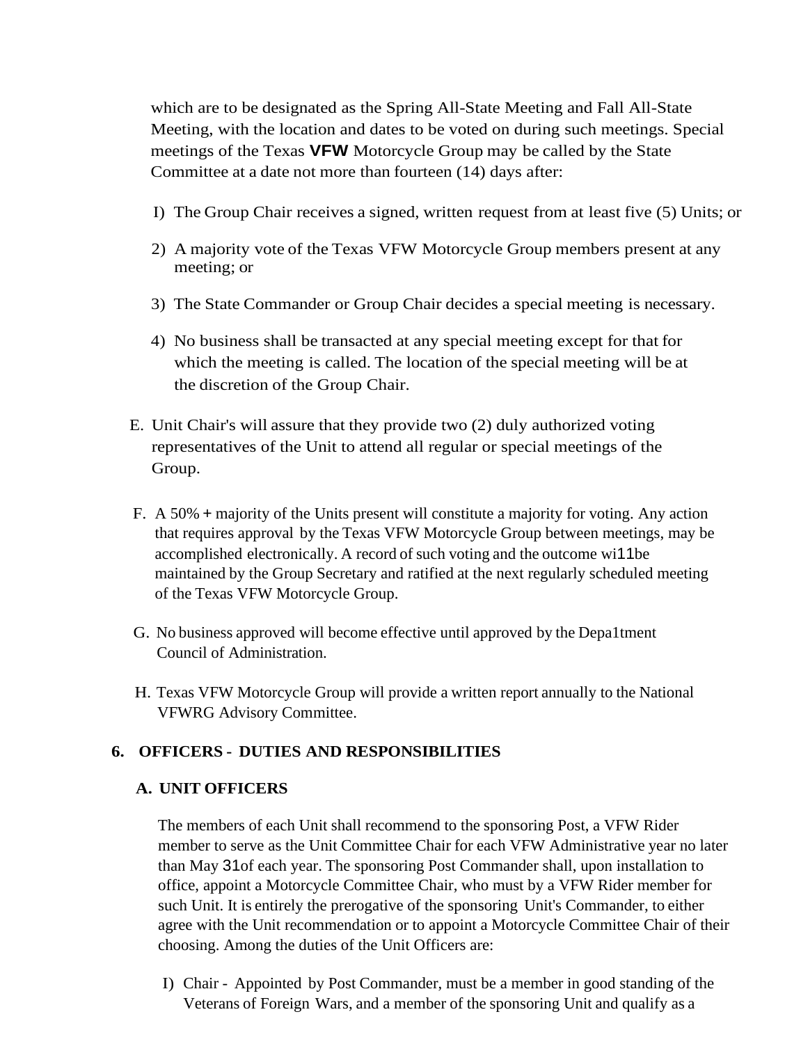which are to be designated as the Spring All-State Meeting and Fall All-State Meeting, with the location and dates to be voted on during such meetings. Special meetings of the Texas **VFW** Motorcycle Group may be called by the State Committee at a date not more than fourteen (14) days after:

I) The Group Chair receives a signed, written request from at least five (5) Units; or

2) A majority vote of the Texas VFW Motorcycle Group members present at any meeting; or

3) The State Commander or Group Chair decides a special meeting is necessary.

4) No business shall be transacted at any special meeting except for that for which the meeting is called. The location of the special meeting will be at the discretion of the Group Chair.

E. Unit Chair's will assure that they provide two (2) duly authorized voting representatives of the Unit to attend all regular or special meetings of the Group.

F. A 50% + majority of the Units present will constitute a majority for voting. Any action that requires approval by the Texas VFW Motorcycle Group between meetings, may be accomplished electronically. A record of such voting and the outcome wi11be maintained by the Group Secretary and ratified at the next regularly scheduled meeting of the Texas VFW Motorcycle Group.

G. No business approved will become effective until approved by the Depa1tment Council of Administration.

H. Texas VFW Motorcycle Group will provide a written report annually to the National VFWRG Advisory Committee.

## 6. OFFICERS - DUTIES AND RESPONSIBILITIES

### A. UNIT OFFICERS

The members of each Unit shall recommend to the sponsoring Post, a VFW Rider member to serve as the Unit Committee Chair for each VFW Administrative year no later than May 31of each year. The sponsoring Post Commander shall, upon installation to office, appoint a Motorcycle Committee Chair, who must by a VFW Rider member for such Unit. It is entirely the prerogative of the sponsoring Unit's Commander, to either agree with the Unit recommendation or to appoint a Motorcycle Committee Chair of their choosing. Among the duties of the Unit Officers are:

I) Chair - Appointed by Post Commander, must be a member in good standing of the Veterans of Foreign Wars, and a member of the sponsoring Unit and qualify as a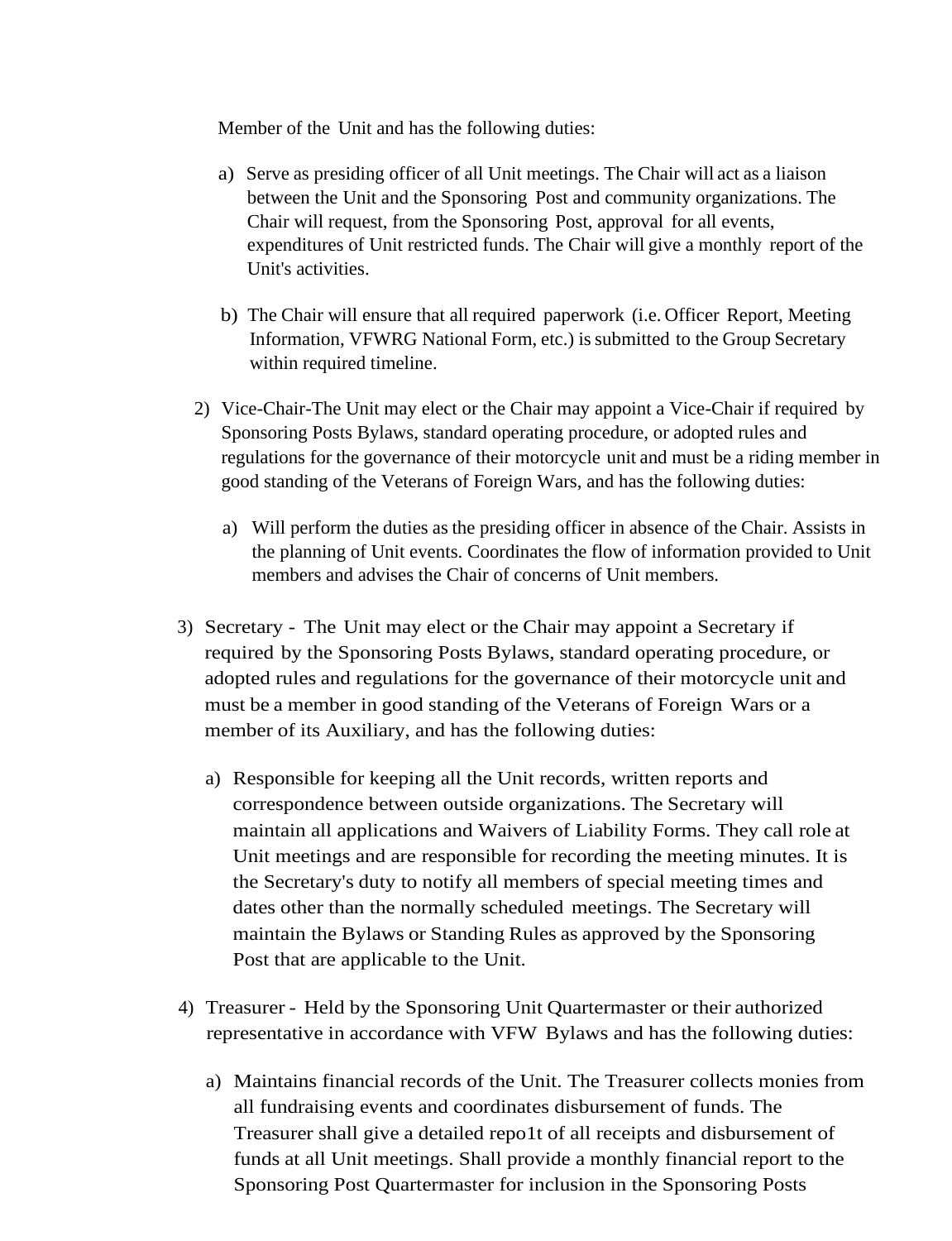Member of the Unit and has the following duties:

a) Serve as presiding officer of all Unit meetings. The Chair will act as a liaison between the Unit and the Sponsoring Post and community organizations. The Chair will request, from the Sponsoring Post, approval for all events, expenditures of Unit restricted funds. The Chair will give a monthly report of the Unit's activities.

b) The Chair will ensure that all required paperwork (i.e. Officer Report, Meeting Information, VFWRG National Form, etc.) is submitted to the Group Secretary within required timeline.

2) Vice-Chair-The Unit may elect or the Chair may appoint a Vice-Chair if required by Sponsoring Posts Bylaws, standard operating procedure, or adopted rules and regulations for the governance of their motorcycle unit and must be a riding member in good standing of the Veterans of Foreign Wars, and has the following duties:

   a) Will perform the duties as the presiding officer in absence of the Chair. Assists in the planning of Unit events. Coordinates the flow of information provided to Unit members and advises the Chair of concerns of Unit members.

3) Secretary - The Unit may elect or the Chair may appoint a Secretary if required by the Sponsoring Posts Bylaws, standard operating procedure, or adopted rules and regulations for the governance of their motorcycle unit and must be a member in good standing of the Veterans of Foreign Wars or a member of its Auxiliary, and has the following duties:

   a) Responsible for keeping all the Unit records, written reports and correspondence between outside organizations. The Secretary will maintain all applications and Waivers of Liability Forms. They call role at Unit meetings and are responsible for recording the meeting minutes. It is the Secretary's duty to notify all members of special meeting times and dates other than the normally scheduled meetings. The Secretary will maintain the Bylaws or Standing Rules as approved by the Sponsoring Post that are applicable to the Unit.

4) Treasurer - Held by the Sponsoring Unit Quartermaster or their authorized representative in accordance with VFW Bylaws and has the following duties:

   a) Maintains financial records of the Unit. The Treasurer collects monies from all fundraising events and coordinates disbursement of funds. The Treasurer shall give a detailed repo1t of all receipts and disbursement of funds at all Unit meetings. Shall provide a monthly financial report to the Sponsoring Post Quartermaster for inclusion in the Sponsoring Posts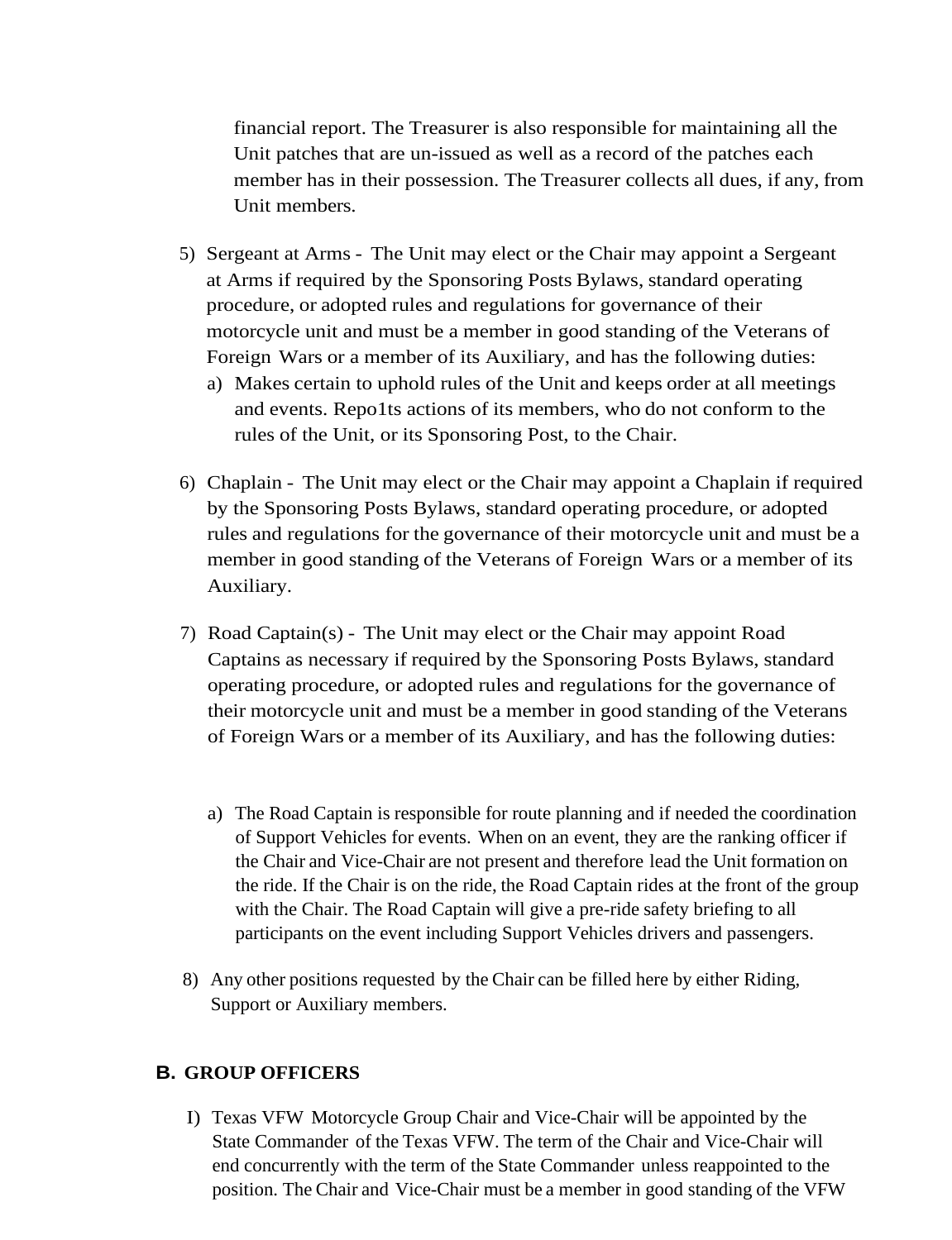financial report. The Treasurer is also responsible for maintaining all the Unit patches that are un-issued as well as a record of the patches each member has in their possession. The Treasurer collects all dues, if any, from Unit members.

5) Sergeant at Arms - The Unit may elect or the Chair may appoint a Sergeant at Arms if required by the Sponsoring Posts Bylaws, standard operating procedure, or adopted rules and regulations for governance of their motorcycle unit and must be a member in good standing of the Veterans of Foreign Wars or a member of its Auxiliary, and has the following duties:
   a) Makes certain to uphold rules of the Unit and keeps order at all meetings and events. Repo1ts actions of its members, who do not conform to the rules of the Unit, or its Sponsoring Post, to the Chair.

6) Chaplain - The Unit may elect or the Chair may appoint a Chaplain if required by the Sponsoring Posts Bylaws, standard operating procedure, or adopted rules and regulations for the governance of their motorcycle unit and must be a member in good standing of the Veterans of Foreign Wars or a member of its Auxiliary.

7) Road Captain(s) - The Unit may elect or the Chair may appoint Road Captains as necessary if required by the Sponsoring Posts Bylaws, standard operating procedure, or adopted rules and regulations for the governance of their motorcycle unit and must be a member in good standing of the Veterans of Foreign Wars or a member of its Auxiliary, and has the following duties:

   a) The Road Captain is responsible for route planning and if needed the coordination of Support Vehicles for events. When on an event, they are the ranking officer if the Chair and Vice-Chair are not present and therefore lead the Unit formation on the ride. If the Chair is on the ride, the Road Captain rides at the front of the group with the Chair. The Road Captain will give a pre-ride safety briefing to all participants on the event including Support Vehicles drivers and passengers.

8) Any other positions requested by the Chair can be filled here by either Riding, Support or Auxiliary members.

## B. GROUP OFFICERS

I) Texas VFW Motorcycle Group Chair and Vice-Chair will be appointed by the State Commander of the Texas VFW. The term of the Chair and Vice-Chair will end concurrently with the term of the State Commander unless reappointed to the position. The Chair and Vice-Chair must be a member in good standing of the VFW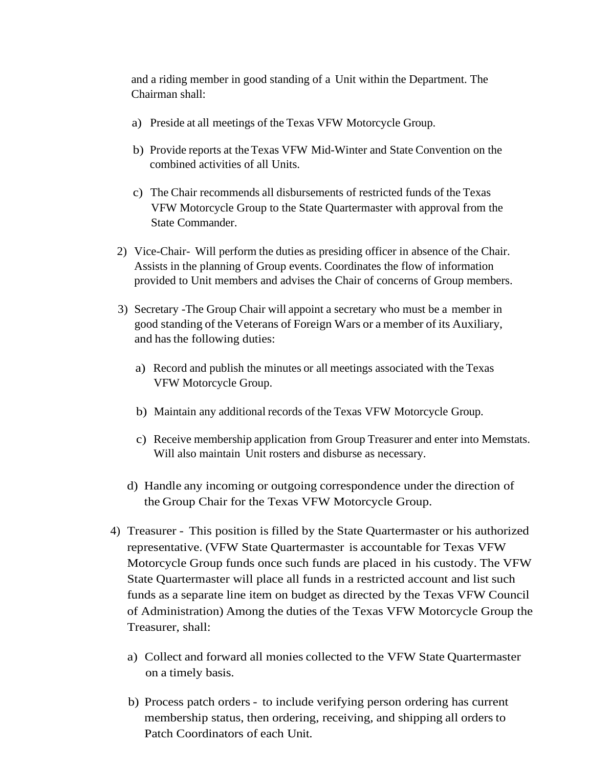and a riding member in good standing of a Unit within the Department. The Chairman shall:

a) Preside at all meetings of the Texas VFW Motorcycle Group.

b) Provide reports at the Texas VFW Mid-Winter and State Convention on the combined activities of all Units.

c) The Chair recommends all disbursements of restricted funds of the Texas VFW Motorcycle Group to the State Quartermaster with approval from the State Commander.

2) Vice-Chair- Will perform the duties as presiding officer in absence of the Chair. Assists in the planning of Group events. Coordinates the flow of information provided to Unit members and advises the Chair of concerns of Group members.

3) Secretary -The Group Chair will appoint a secretary who must be a member in good standing of the Veterans of Foreign Wars or a member of its Auxiliary, and has the following duties:

   a) Record and publish the minutes or all meetings associated with the Texas VFW Motorcycle Group.

   b) Maintain any additional records of the Texas VFW Motorcycle Group.

   c) Receive membership application from Group Treasurer and enter into Memstats. Will also maintain Unit rosters and disburse as necessary.

   d) Handle any incoming or outgoing correspondence under the direction of the Group Chair for the Texas VFW Motorcycle Group.

4) Treasurer - This position is filled by the State Quartermaster or his authorized representative. (VFW State Quartermaster is accountable for Texas VFW Motorcycle Group funds once such funds are placed in his custody. The VFW State Quartermaster will place all funds in a restricted account and list such funds as a separate line item on budget as directed by the Texas VFW Council of Administration) Among the duties of the Texas VFW Motorcycle Group the Treasurer, shall:

   a) Collect and forward all monies collected to the VFW State Quartermaster on a timely basis.

   b) Process patch orders - to include verifying person ordering has current membership status, then ordering, receiving, and shipping all orders to Patch Coordinators of each Unit.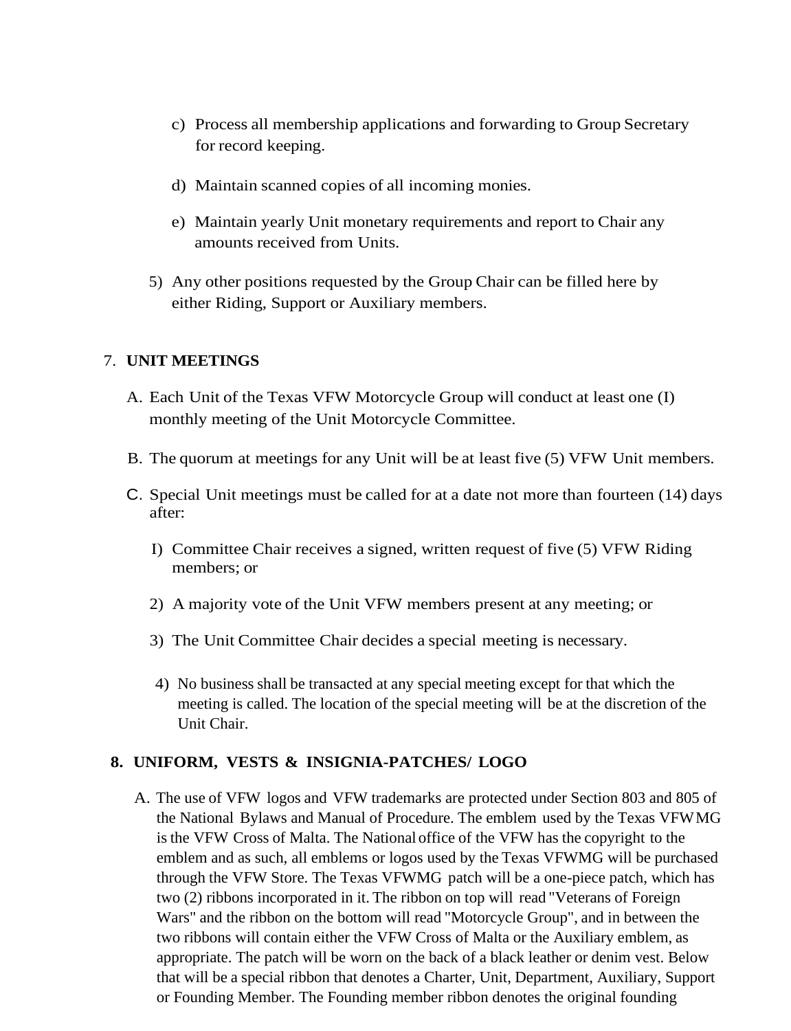c) Process all membership applications and forwarding to Group Secretary for record keeping.

d) Maintain scanned copies of all incoming monies.

e) Maintain yearly Unit monetary requirements and report to Chair any amounts received from Units.

5) Any other positions requested by the Group Chair can be filled here by either Riding, Support or Auxiliary members.

7. **UNIT MEETINGS**

A. Each Unit of the Texas VFW Motorcycle Group will conduct at least one (I) monthly meeting of the Unit Motorcycle Committee.

B. The quorum at meetings for any Unit will be at least five (5) VFW Unit members.

C. Special Unit meetings must be called for at a date not more than fourteen (14) days after:

I) Committee Chair receives a signed, written request of five (5) VFW Riding members; or

2) A majority vote of the Unit VFW members present at any meeting; or

3) The Unit Committee Chair decides a special meeting is necessary.

4) No business shall be transacted at any special meeting except for that which the meeting is called. The location of the special meeting will be at the discretion of the Unit Chair.

**8. UNIFORM, VESTS & INSIGNIA-PATCHES/ LOGO**

A. The use of VFW logos and VFW trademarks are protected under Section 803 and 805 of the National Bylaws and Manual of Procedure. The emblem used by the Texas VFWMG is the VFW Cross of Malta. The National office of the VFW has the copyright to the emblem and as such, all emblems or logos used by the Texas VFWMG will be purchased through the VFW Store. The Texas VFWMG patch will be a one-piece patch, which has two (2) ribbons incorporated in it. The ribbon on top will read "Veterans of Foreign Wars" and the ribbon on the bottom will read "Motorcycle Group", and in between the two ribbons will contain either the VFW Cross of Malta or the Auxiliary emblem, as appropriate. The patch will be worn on the back of a black leather or denim vest. Below that will be a special ribbon that denotes a Charter, Unit, Department, Auxiliary, Support or Founding Member. The Founding member ribbon denotes the original founding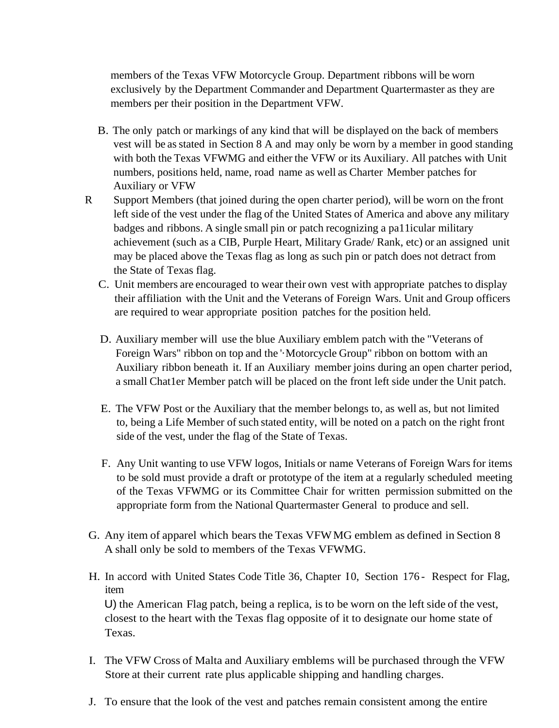members of the Texas VFW Motorcycle Group. Department ribbons will be worn exclusively by the Department Commander and Department Quartermaster as they are members per their position in the Department VFW.

B. The only patch or markings of any kind that will be displayed on the back of members vest will be as stated in Section 8 A and may only be worn by a member in good standing with both the Texas VFWMG and either the VFW or its Auxiliary. All patches with Unit numbers, positions held, name, road name as well as Charter Member patches for Auxiliary or VFW

R Support Members (that joined during the open charter period), will be worn on the front left side of the vest under the flag of the United States of America and above any military badges and ribbons. A single small pin or patch recognizing a pa11icular military achievement (such as a CIB, Purple Heart, Military Grade/ Rank, etc) or an assigned unit may be placed above the Texas flag as long as such pin or patch does not detract from the State of Texas flag.

C. Unit members are encouraged to wear their own vest with appropriate patches to display their affiliation with the Unit and the Veterans of Foreign Wars. Unit and Group officers are required to wear appropriate position patches for the position held.

D. Auxiliary member will use the blue Auxiliary emblem patch with the "Veterans of Foreign Wars" ribbon on top and the '·Motorcycle Group" ribbon on bottom with an Auxiliary ribbon beneath it. If an Auxiliary member joins during an open charter period, a small Chat1er Member patch will be placed on the front left side under the Unit patch.

E. The VFW Post or the Auxiliary that the member belongs to, as well as, but not limited to, being a Life Member of such stated entity, will be noted on a patch on the right front side of the vest, under the flag of the State of Texas.

F. Any Unit wanting to use VFW logos, Initials or name Veterans of Foreign Wars for items to be sold must provide a draft or prototype of the item at a regularly scheduled meeting of the Texas VFWMG or its Committee Chair for written permission submitted on the appropriate form from the National Quartermaster General to produce and sell.

G. Any item of apparel which bears the Texas VFW MG emblem as defined in Section 8 A shall only be sold to members of the Texas VFWMG.

H. In accord with United States Code Title 36, Chapter I0, Section 176 - Respect for Flag, item
U) the American Flag patch, being a replica, is to be worn on the left side of the vest, closest to the heart with the Texas flag opposite of it to designate our home state of Texas.

I. The VFW Cross of Malta and Auxiliary emblems will be purchased through the VFW Store at their current rate plus applicable shipping and handling charges.

J. To ensure that the look of the vest and patches remain consistent among the entire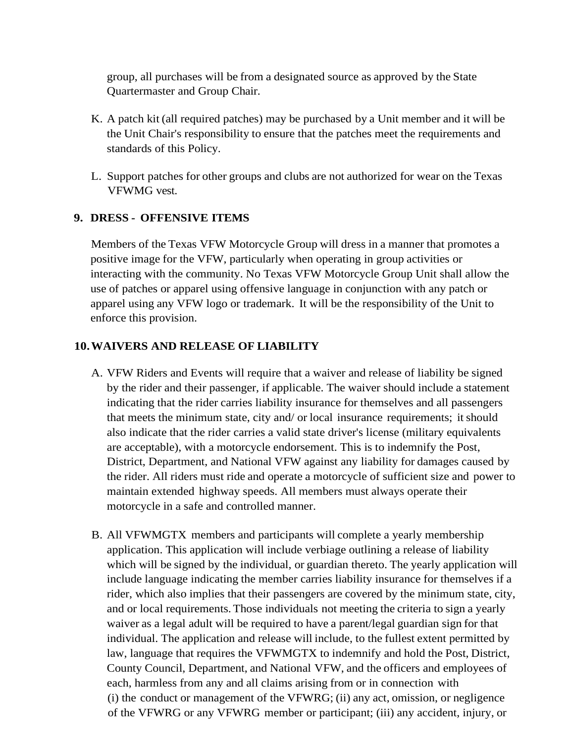group, all purchases will be from a designated source as approved by the State Quartermaster and Group Chair.

K. A patch kit (all required patches) may be purchased by a Unit member and it will be the Unit Chair's responsibility to ensure that the patches meet the requirements and standards of this Policy.

L. Support patches for other groups and clubs are not authorized for wear on the Texas VFWMG vest.

## 9. DRESS - OFFENSIVE ITEMS

Members of the Texas VFW Motorcycle Group will dress in a manner that promotes a positive image for the VFW, particularly when operating in group activities or interacting with the community. No Texas VFW Motorcycle Group Unit shall allow the use of patches or apparel using offensive language in conjunction with any patch or apparel using any VFW logo or trademark. It will be the responsibility of the Unit to enforce this provision.

## 10. WAIVERS AND RELEASE OF LIABILITY

A. VFW Riders and Events will require that a waiver and release of liability be signed by the rider and their passenger, if applicable. The waiver should include a statement indicating that the rider carries liability insurance for themselves and all passengers that meets the minimum state, city and/ or local insurance requirements; it should also indicate that the rider carries a valid state driver's license (military equivalents are acceptable), with a motorcycle endorsement. This is to indemnify the Post, District, Department, and National VFW against any liability for damages caused by the rider. All riders must ride and operate a motorcycle of sufficient size and power to maintain extended highway speeds. All members must always operate their motorcycle in a safe and controlled manner.

B. All VFWMGTX members and participants will complete a yearly membership application. This application will include verbiage outlining a release of liability which will be signed by the individual, or guardian thereto. The yearly application will include language indicating the member carries liability insurance for themselves if a rider, which also implies that their passengers are covered by the minimum state, city, and or local requirements. Those individuals not meeting the criteria to sign a yearly waiver as a legal adult will be required to have a parent/legal guardian sign for that individual. The application and release will include, to the fullest extent permitted by law, language that requires the VFWMGTX to indemnify and hold the Post, District, County Council, Department, and National VFW, and the officers and employees of each, harmless from any and all claims arising from or in connection with (i) the conduct or management of the VFWRG; (ii) any act, omission, or negligence of the VFWRG or any VFWRG member or participant; (iii) any accident, injury, or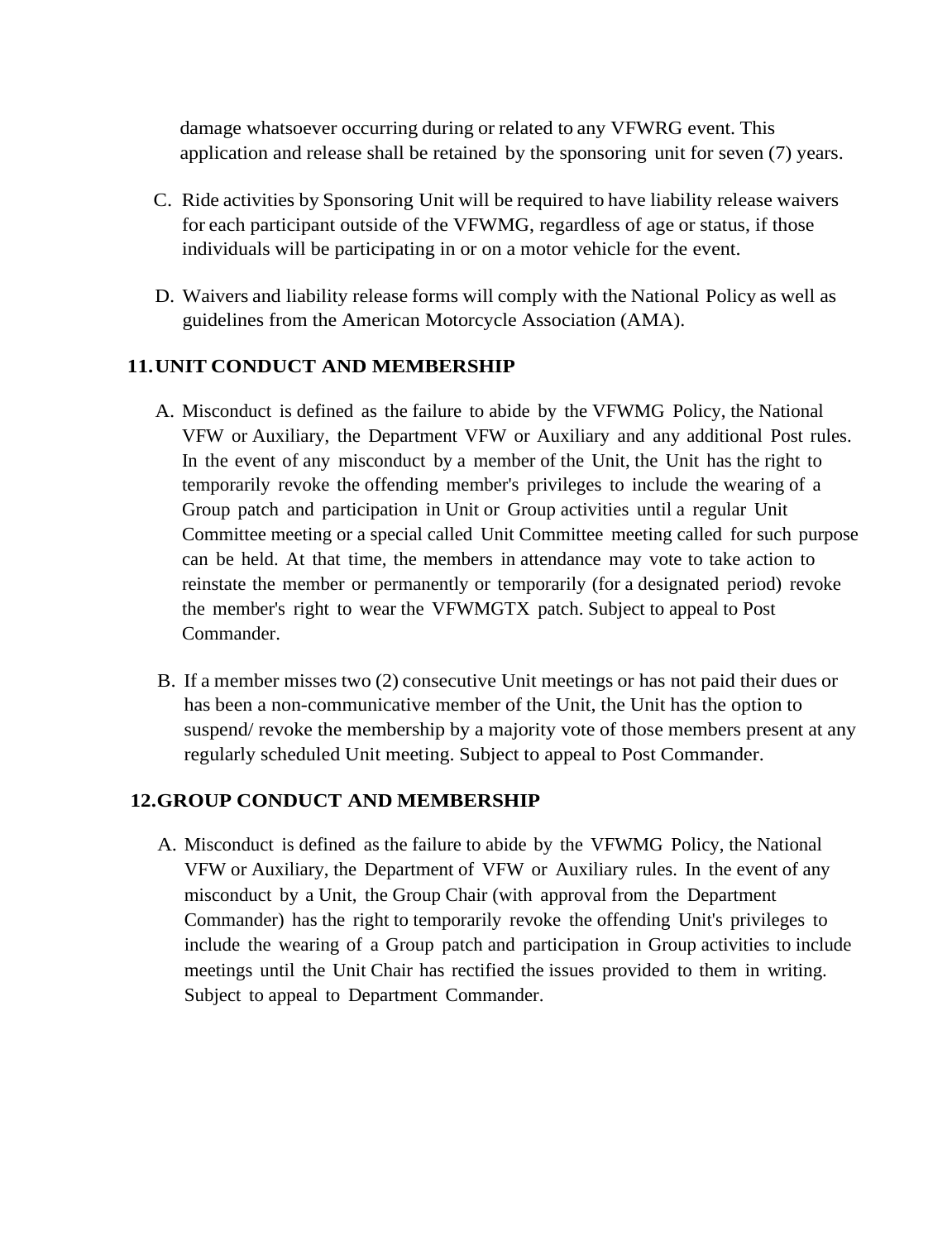damage whatsoever occurring during or related to any VFWRG event. This application and release shall be retained by the sponsoring unit for seven (7) years.

C. Ride activities by Sponsoring Unit will be required to have liability release waivers for each participant outside of the VFWMG, regardless of age or status, if those individuals will be participating in or on a motor vehicle for the event.

D. Waivers and liability release forms will comply with the National Policy as well as guidelines from the American Motorcycle Association (AMA).

## 11. UNIT CONDUCT AND MEMBERSHIP

A. Misconduct is defined as the failure to abide by the VFWMG Policy, the National VFW or Auxiliary, the Department VFW or Auxiliary and any additional Post rules. In the event of any misconduct by a member of the Unit, the Unit has the right to temporarily revoke the offending member's privileges to include the wearing of a Group patch and participation in Unit or Group activities until a regular Unit Committee meeting or a special called Unit Committee meeting called for such purpose can be held. At that time, the members in attendance may vote to take action to reinstate the member or permanently or temporarily (for a designated period) revoke the member's right to wear the VFWMGTX patch. Subject to appeal to Post Commander.

B. If a member misses two (2) consecutive Unit meetings or has not paid their dues or has been a non-communicative member of the Unit, the Unit has the option to suspend/ revoke the membership by a majority vote of those members present at any regularly scheduled Unit meeting. Subject to appeal to Post Commander.

## 12. GROUP CONDUCT AND MEMBERSHIP

A. Misconduct is defined as the failure to abide by the VFWMG Policy, the National VFW or Auxiliary, the Department of VFW or Auxiliary rules. In the event of any misconduct by a Unit, the Group Chair (with approval from the Department Commander) has the right to temporarily revoke the offending Unit's privileges to include the wearing of a Group patch and participation in Group activities to include meetings until the Unit Chair has rectified the issues provided to them in writing. Subject to appeal to Department Commander.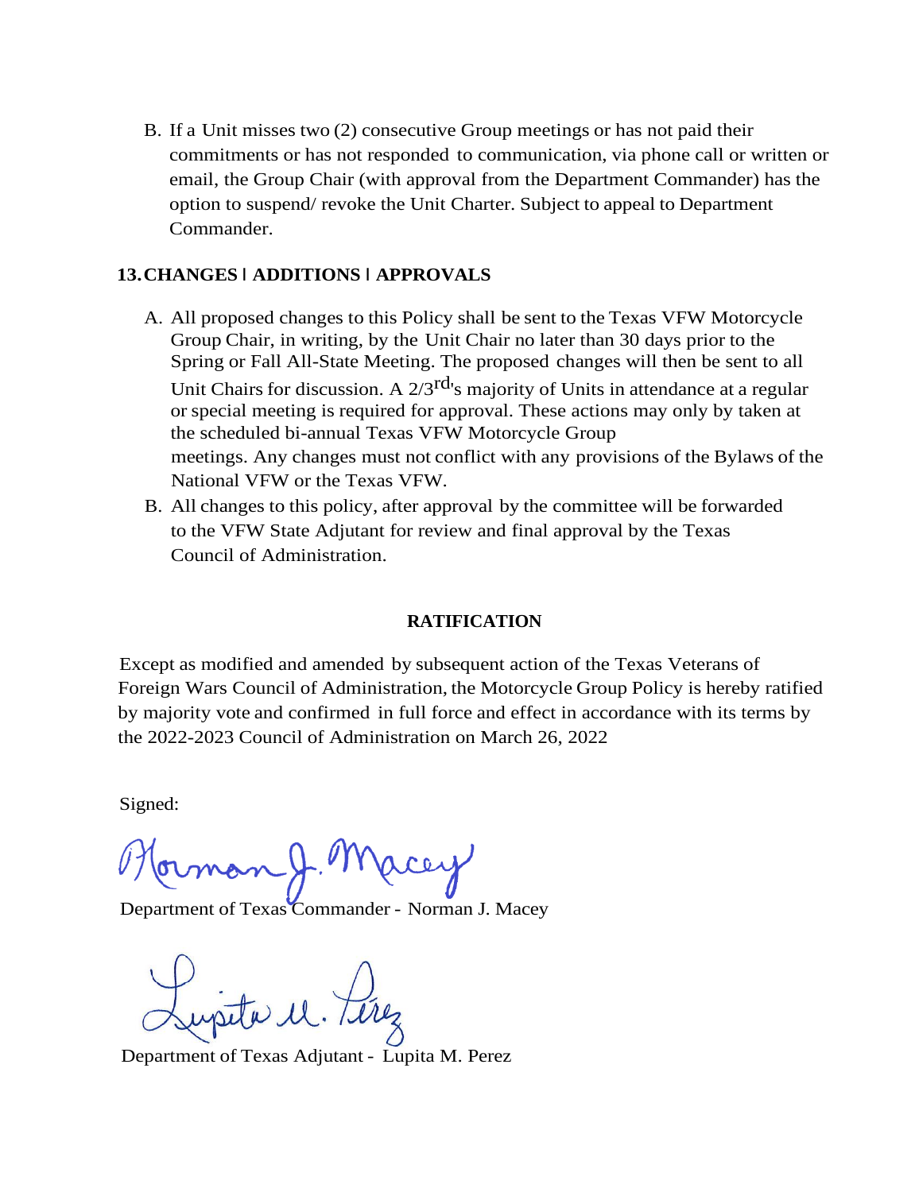B. If a Unit misses two (2) consecutive Group meetings or has not paid their commitments or has not responded to communication, via phone call or written or email, the Group Chair (with approval from the Department Commander) has the option to suspend/ revoke the Unit Charter. Subject to appeal to Department Commander.

## 13. CHANGES | ADDITIONS | APPROVALS

A. All proposed changes to this Policy shall be sent to the Texas VFW Motorcycle Group Chair, in writing, by the Unit Chair no later than 30 days prior to the Spring or Fall All-State Meeting. The proposed changes will then be sent to all Unit Chairs for discussion. A 2/3rd's majority of Units in attendance at a regular or special meeting is required for approval. These actions may only by taken at the scheduled bi-annual Texas VFW Motorcycle Group meetings. Any changes must not conflict with any provisions of the Bylaws of the National VFW or the Texas VFW.

B. All changes to this policy, after approval by the committee will be forwarded to the VFW State Adjutant for review and final approval by the Texas Council of Administration.

## RATIFICATION

Except as modified and amended by subsequent action of the Texas Veterans of Foreign Wars Council of Administration, the Motorcycle Group Policy is hereby ratified by majority vote and confirmed in full force and effect in accordance with its terms by the 2022-2023 Council of Administration on March 26, 2022

Signed:

Norman J. Macey

Department of Texas Commander - Norman J. Macey

Lupita M. Perez

Department of Texas Adjutant - Lupita M. Perez